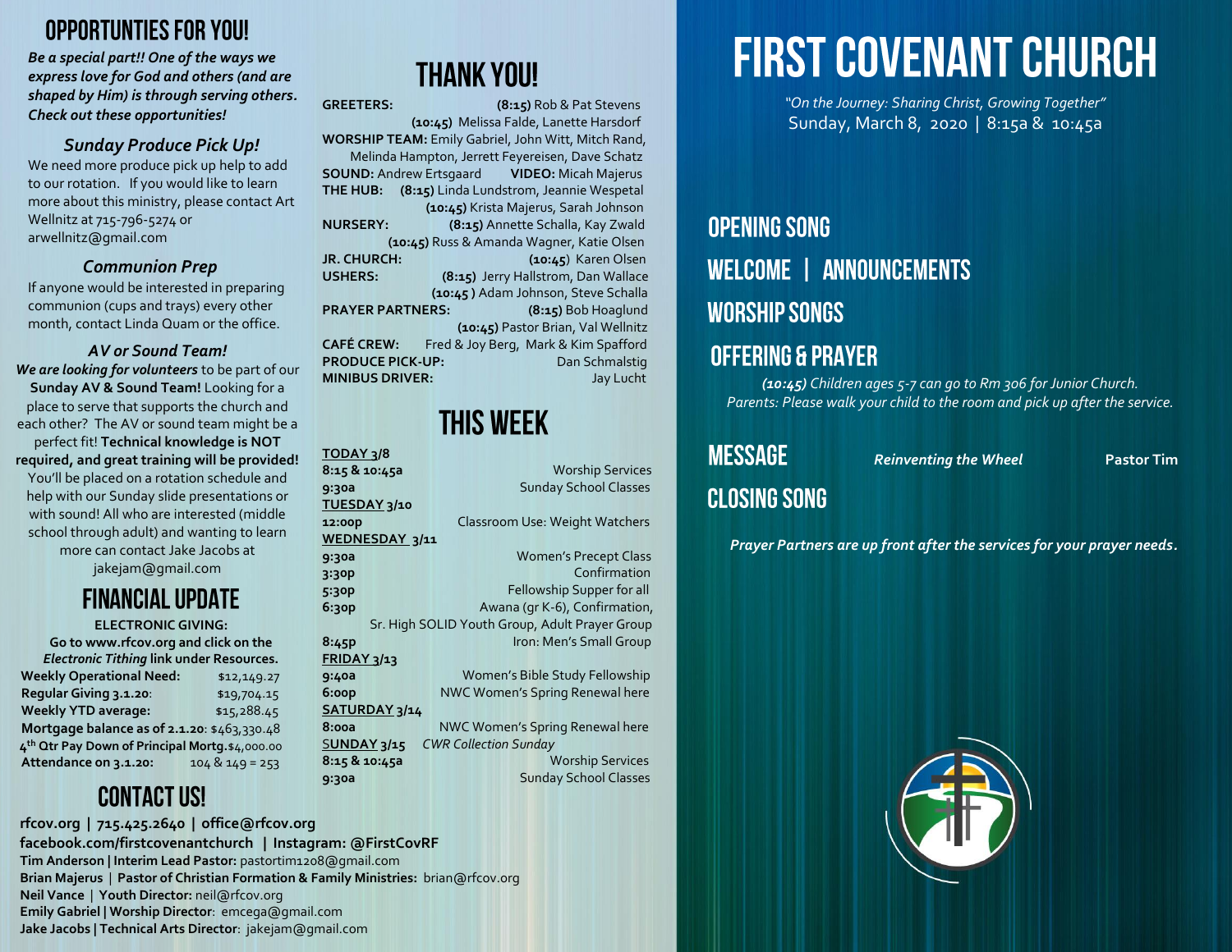## OPPORTUNTIES FOR YOU!

***Be a special part!! One of the ways we express love for God and others (and are shaped by Him) is through serving others. Check out these opportunities!***

### *Sunday Produce Pick Up!*

We need more produce pick up help to add to our rotation. If you would like to learn more about this ministry, please contact Art Wellnitz at 715-796-5274 or arwellnitz@gmail.com

### *Communion Prep*

If anyone would be interested in preparing communion (cups and trays) every other month, contact Linda Quam or the office.

### *AV or Sound Team!*

***We are looking for volunteers*** to be part of our **Sunday AV & Sound Team!** Looking for a place to serve that supports the church and each other? The AV or sound team might be a perfect fit! **Technical knowledge is NOT required, and great training will be provided!** You'll be placed on a rotation schedule and help with our Sunday slide presentations or with sound! All who are interested (middle school through adult) and wanting to learn more can contact Jake Jacobs at jakejam@gmail.com

## FINANCIAL UPDATE

**ELECTRONIC GIVING:**
**Go to www.rfcov.org and click on the *Electronic Tithing* link under Resources.**

| | |
|---|---|
| **Weekly Operational Need:** | $12,149.27 |
| **Regular Giving 3.1.20:** | $19,704.15 |
| **Weekly YTD average:** | $15,288.45 |
| **Mortgage balance as of 2.1.20:** | $463,330.48 |
| **4th Qtr Pay Down of Principal Mortg.** | $4,000.00 |
| **Attendance on 3.1.20:** | 104 & 149 = 253 |

## CONTACT US!

**rfcov.org | 715.425.2640 | office@rfcov.org**
**facebook.com/firstcovenantchurch | Instagram: @FirstCovRF**
**Tim Anderson | Interim Lead Pastor:** pastortim1208@gmail.com
**Brian Majerus** | **Pastor of Christian Formation & Family Ministries:** brian@rfcov.org
**Neil Vance** | **Youth Director:** neil@rfcov.org
**Emily Gabriel | Worship Director**: emcega@gmail.com
**Jake Jacobs | Technical Arts Director**: jakejam@gmail.com

## THANK YOU!

**GREETERS:** **(8:15)** Rob & Pat Stevens
**(10:45)** Melissa Falde, Lanette Harsdorf
**WORSHIP TEAM:** Emily Gabriel, John Witt, Mitch Rand, Melinda Hampton, Jerrett Feyereisen, Dave Schatz
**SOUND:** Andrew Ertsgaard **VIDEO:** Micah Majerus
**THE HUB:** **(8:15)** Linda Lundstrom, Jeannie Wespetal
**(10:45)** Krista Majerus, Sarah Johnson
**NURSERY:** **(8:15)** Annette Schalla, Kay Zwald
**(10:45)** Russ & Amanda Wagner, Katie Olsen
**JR. CHURCH:** **(10:45)** Karen Olsen
**USHERS:** **(8:15)** Jerry Hallstrom, Dan Wallace
**(10:45 )** Adam Johnson, Steve Schalla
**PRAYER PARTNERS:** **(8:15)** Bob Hoaglund
**(10:45)** Pastor Brian, Val Wellnitz
**CAFÉ CREW:** Fred & Joy Berg, Mark & Kim Spafford
**PRODUCE PICK-UP:** Dan Schmalstig
**MINIBUS DRIVER:** Jay Lucht

## THIS WEEK

**TODAY 3/8**
**8:15 & 10:45a** Worship Services
**9:30a** Sunday School Classes

**TUESDAY 3/10**
**12:00p** Classroom Use: Weight Watchers

**WEDNESDAY 3/11**
**9:30a** Women's Precept Class
**3:30p** Confirmation
**5:30p** Fellowship Supper for all
**6:30p** Awana (gr K-6), Confirmation, Sr. High SOLID Youth Group, Adult Prayer Group
**8:45p** Iron: Men's Small Group

**FRIDAY 3/13**
**9:40a** Women's Bible Study Fellowship
**6:00p** NWC Women's Spring Renewal here

**SATURDAY 3/14**
**8:00a** NWC Women's Spring Renewal here

**SUNDAY 3/15** *CWR Collection Sunday*
**8:15 & 10:45a** Worship Services
**9:30a** Sunday School Classes

# FIRST COVENANT CHURCH

*"On the Journey: Sharing Christ, Growing Together"*
Sunday, March 8, 2020 | 8:15a & 10:45a

## OPENING SONG

## WELCOME | ANNOUNCEMENTS

## WORSHIP SONGS

## OFFERING & PRAYER

***(10:45)*** *Children ages 5-7 can go to Rm 306 for Junior Church. Parents: Please walk your child to the room and pick up after the service.*

## MESSAGE

***Reinventing the Wheel*** **Pastor Tim**

## CLOSING SONG

***Prayer Partners are up front after the services for your prayer needs.***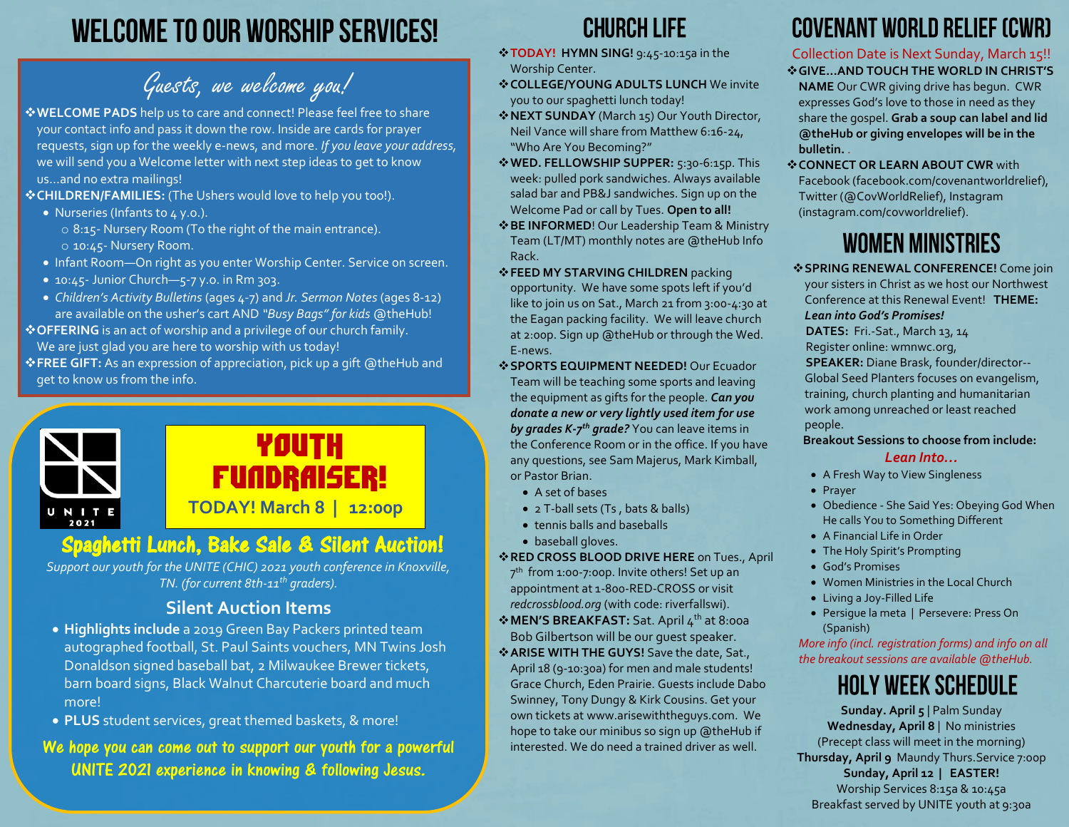# WELCOME TO OUR WORSHIP SERVICES!

## *Guests, we welcome you!*

- **WELCOME PADS** help us to care and connect! Please feel free to share your contact info and pass it down the row. Inside are cards for prayer requests, sign up for the weekly e-news, and more. *If you leave your address,* we will send you a Welcome letter with next step ideas to get to know us…and no extra mailings!
- **CHILDREN/FAMILIES:** (The Ushers would love to help you too!).
  - Nurseries (Infants to 4 y.o.).
    - 8:15- Nursery Room (To the right of the main entrance).
    - 10:45- Nursery Room.
  - Infant Room—On right as you enter Worship Center. Service on screen.
  - 10:45- Junior Church—5-7 y.o. in Rm 303.
  - *Children's Activity Bulletins* (ages 4-7) and *Jr. Sermon Notes* (ages 8-12) are available on the usher's cart AND *"Busy Bags" for kids* @theHub!
- **OFFERING** is an act of worship and a privilege of our church family. We are just glad you are here to worship with us today!
- **FREE GIFT:** As an expression of appreciation, pick up a gift @theHub and get to know us from the info.

UNITE 2021

## YOUTH FUNDRAISER!

**TODAY! March 8 | 12:00p**

### Spaghetti Lunch, Bake Sale & Silent Auction!

*Support our youth for the UNITE (CHIC) 2021 youth conference in Knoxville, TN. (for current 8th-11th graders).*

### Silent Auction Items

- **Highlights include** a 2019 Green Bay Packers printed team autographed football, St. Paul Saints vouchers, MN Twins Josh Donaldson signed baseball bat, 2 Milwaukee Brewer tickets, barn board signs, Black Walnut Charcuterie board and much more!
- **PLUS** student services, great themed baskets, & more!

**We hope you can come out to support our youth for a powerful UNITE 2021 experience in knowing & following Jesus.**

# CHURCH LIFE

- **TODAY! HYMN SING!** 9:45-10:15a in the Worship Center.
- **COLLEGE/YOUNG ADULTS LUNCH** We invite you to our spaghetti lunch today!
- **NEXT SUNDAY** (March 15) Our Youth Director, Neil Vance will share from Matthew 6:16-24, "Who Are You Becoming?"
- **WED. FELLOWSHIP SUPPER:** 5:30-6:15p. This week: pulled pork sandwiches. Always available salad bar and PB&J sandwiches. Sign up on the Welcome Pad or call by Tues. **Open to all!**
- **BE INFORMED**! Our Leadership Team & Ministry Team (LT/MT) monthly notes are @theHub Info Rack.
- **FEED MY STARVING CHILDREN** packing opportunity. We have some spots left if you'd like to join us on Sat., March 21 from 3:00-4:30 at the Eagan packing facility. We will leave church at 2:00p. Sign up @theHub or through the Wed. E-news.
- **SPORTS EQUIPMENT NEEDED!** Our Ecuador Team will be teaching some sports and leaving the equipment as gifts for the people. ***Can you donate a new or very lightly used item for use by grades K-7th grade?*** You can leave items in the Conference Room or in the office. If you have any questions, see Sam Majerus, Mark Kimball, or Pastor Brian.
  - A set of bases
  - 2 T-ball sets (Ts , bats & balls)
  - tennis balls and baseballs
  - baseball gloves.
- **RED CROSS BLOOD DRIVE HERE** on Tues., April 7th from 1:00-7:00p. Invite others! Set up an appointment at 1-800-RED-CROSS or visit *redcrossblood.org* (with code: riverfallswi).
- **MEN'S BREAKFAST:** Sat. April 4th at 8:00a Bob Gilbertson will be our guest speaker.
- **ARISE WITH THE GUYS!** Save the date, Sat., April 18 (9-10:30a) for men and male students! Grace Church, Eden Prairie. Guests include Dabo Swinney, Tony Dungy & Kirk Cousins. Get your own tickets at www.arisewiththeguys.com. We hope to take our minibus so sign up @theHub if interested. We do need a trained driver as well.

# COVENANT WORLD RELIEF (CWR)

Collection Date is Next Sunday, March 15!!

- **GIVE…AND TOUCH THE WORLD IN CHRIST'S NAME** Our CWR giving drive has begun. CWR expresses God's love to those in need as they share the gospel. **Grab a soup can label and lid @theHub or giving envelopes will be in the bulletin.** .
- **CONNECT OR LEARN ABOUT CWR** with Facebook (facebook.com/covenantworldrelief), Twitter (@CovWorldRelief), Instagram (instagram.com/covworldrelief).

# WOMEN MINISTRIES

- **SPRING RENEWAL CONFERENCE!** Come join your sisters in Christ as we host our Northwest Conference at this Renewal Event! **THEME:** ***Lean into God's Promises!***
  **DATES:** Fri.-Sat., March 13, 14
  Register online: wmnwc.org,
  **SPEAKER:** Diane Brask, founder/director--Global Seed Planters focuses on evangelism, training, church planting and humanitarian work among unreached or least reached people.

**Breakout Sessions to choose from include:**

***Lean Into…***

- A Fresh Way to View Singleness
- Prayer
- Obedience - She Said Yes: Obeying God When He calls You to Something Different
- A Financial Life in Order
- The Holy Spirit's Prompting
- God's Promises
- Women Ministries in the Local Church
- Living a Joy-Filled Life
- Persigue la meta | Persevere: Press On (Spanish)

*More info (incl. registration forms) and info on all the breakout sessions are available @theHub.*

# HOLY WEEK SCHEDULE

**Sunday. April 5** | Palm Sunday
**Wednesday, April 8** | No ministries
(Precept class will meet in the morning)
**Thursday, April 9** Maundy Thurs.Service 7:00p
**Sunday, April 12 | EASTER!**
Worship Services 8:15a & 10:45a
Breakfast served by UNITE youth at 9:30a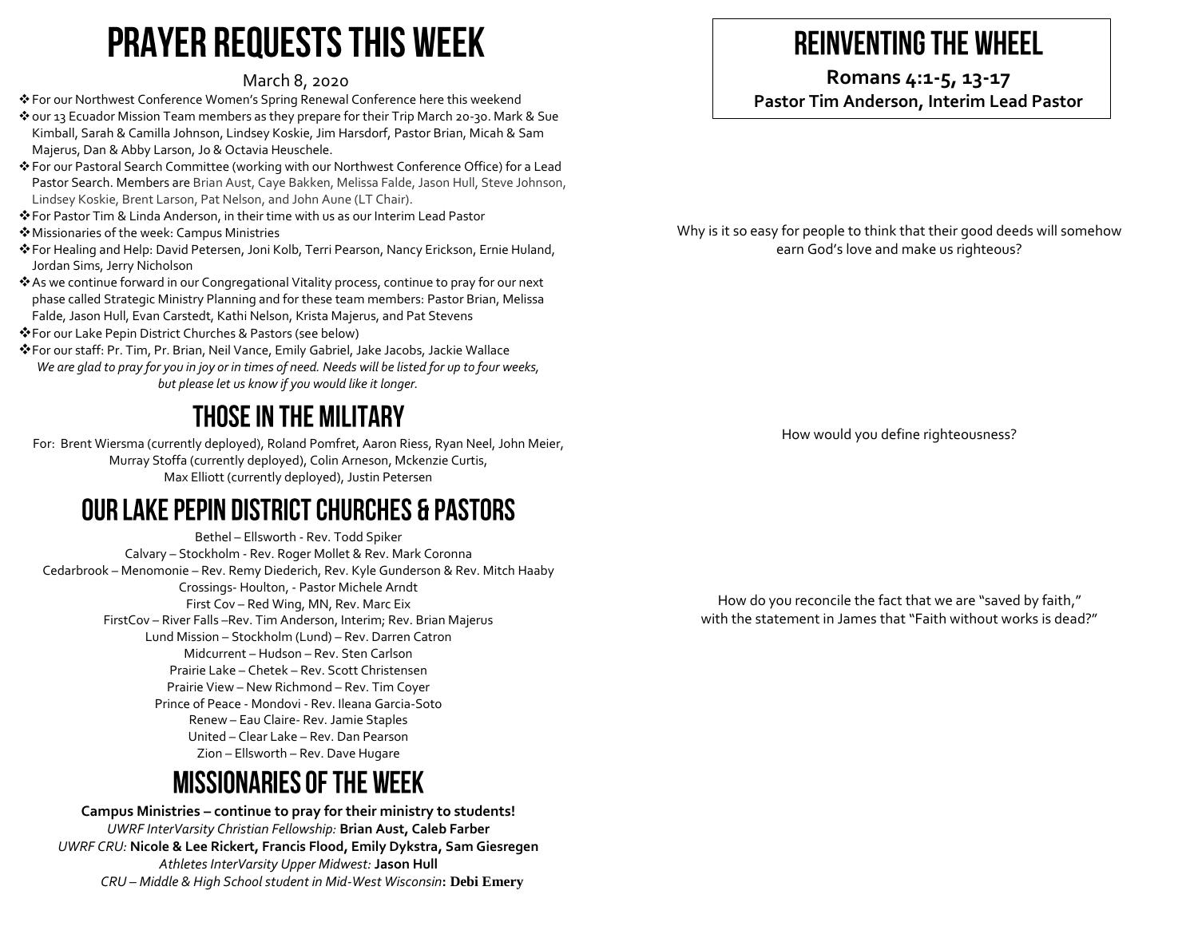# PRAYER REQUESTS THIS WEEK

March 8, 2020

- For our Northwest Conference Women's Spring Renewal Conference here this weekend
- our 13 Ecuador Mission Team members as they prepare for their Trip March 20-30. Mark & Sue Kimball, Sarah & Camilla Johnson, Lindsey Koskie, Jim Harsdorf, Pastor Brian, Micah & Sam Majerus, Dan & Abby Larson, Jo & Octavia Heuschele.
- For our Pastoral Search Committee (working with our Northwest Conference Office) for a Lead Pastor Search. Members are Brian Aust, Caye Bakken, Melissa Falde, Jason Hull, Steve Johnson, Lindsey Koskie, Brent Larson, Pat Nelson, and John Aune (LT Chair).
- For Pastor Tim & Linda Anderson, in their time with us as our Interim Lead Pastor
- Missionaries of the week: Campus Ministries
- For Healing and Help: David Petersen, Joni Kolb, Terri Pearson, Nancy Erickson, Ernie Huland, Jordan Sims, Jerry Nicholson
- As we continue forward in our Congregational Vitality process, continue to pray for our next phase called Strategic Ministry Planning and for these team members: Pastor Brian, Melissa Falde, Jason Hull, Evan Carstedt, Kathi Nelson, Krista Majerus, and Pat Stevens
- For our Lake Pepin District Churches & Pastors (see below)
- For our staff: Pr. Tim, Pr. Brian, Neil Vance, Emily Gabriel, Jake Jacobs, Jackie Wallace

*We are glad to pray for you in joy or in times of need. Needs will be listed for up to four weeks, but please let us know if you would like it longer.*

# THOSE IN THE MILITARY

For: Brent Wiersma (currently deployed), Roland Pomfret, Aaron Riess, Ryan Neel, John Meier, Murray Stoffa (currently deployed), Colin Arneson, Mckenzie Curtis, Max Elliott (currently deployed), Justin Petersen

# OUR LAKE PEPIN DISTRICT CHURCHES & PASTORS

Bethel – Ellsworth - Rev. Todd Spiker
Calvary – Stockholm - Rev. Roger Mollet & Rev. Mark Coronna
Cedarbrook – Menomonie – Rev. Remy Diederich, Rev. Kyle Gunderson & Rev. Mitch Haaby
Crossings- Houlton, - Pastor Michele Arndt
First Cov – Red Wing, MN, Rev. Marc Eix
FirstCov – River Falls –Rev. Tim Anderson, Interim; Rev. Brian Majerus
Lund Mission – Stockholm (Lund) – Rev. Darren Catron
Midcurrent – Hudson – Rev. Sten Carlson
Prairie Lake – Chetek – Rev. Scott Christensen
Prairie View – New Richmond – Rev. Tim Coyer
Prince of Peace - Mondovi - Rev. Ileana Garcia-Soto
Renew – Eau Claire- Rev. Jamie Staples
United – Clear Lake – Rev. Dan Pearson
Zion – Ellsworth – Rev. Dave Hugare

# MISSIONARIES OF THE WEEK

**Campus Ministries – continue to pray for their ministry to students!**
*UWRF InterVarsity Christian Fellowship:* **Brian Aust, Caleb Farber**
*UWRF CRU:* **Nicole & Lee Rickert, Francis Flood, Emily Dykstra, Sam Giesregen**
*Athletes InterVarsity Upper Midwest:* **Jason Hull**
*CRU – Middle & High School student in Mid-West Wisconsin*: **Debi Emery**

# REINVENTING THE WHEEL

**Romans 4:1-5, 13-17**
**Pastor Tim Anderson, Interim Lead Pastor**

Why is it so easy for people to think that their good deeds will somehow earn God's love and make us righteous?

How would you define righteousness?

How do you reconcile the fact that we are "saved by faith," with the statement in James that "Faith without works is dead?"